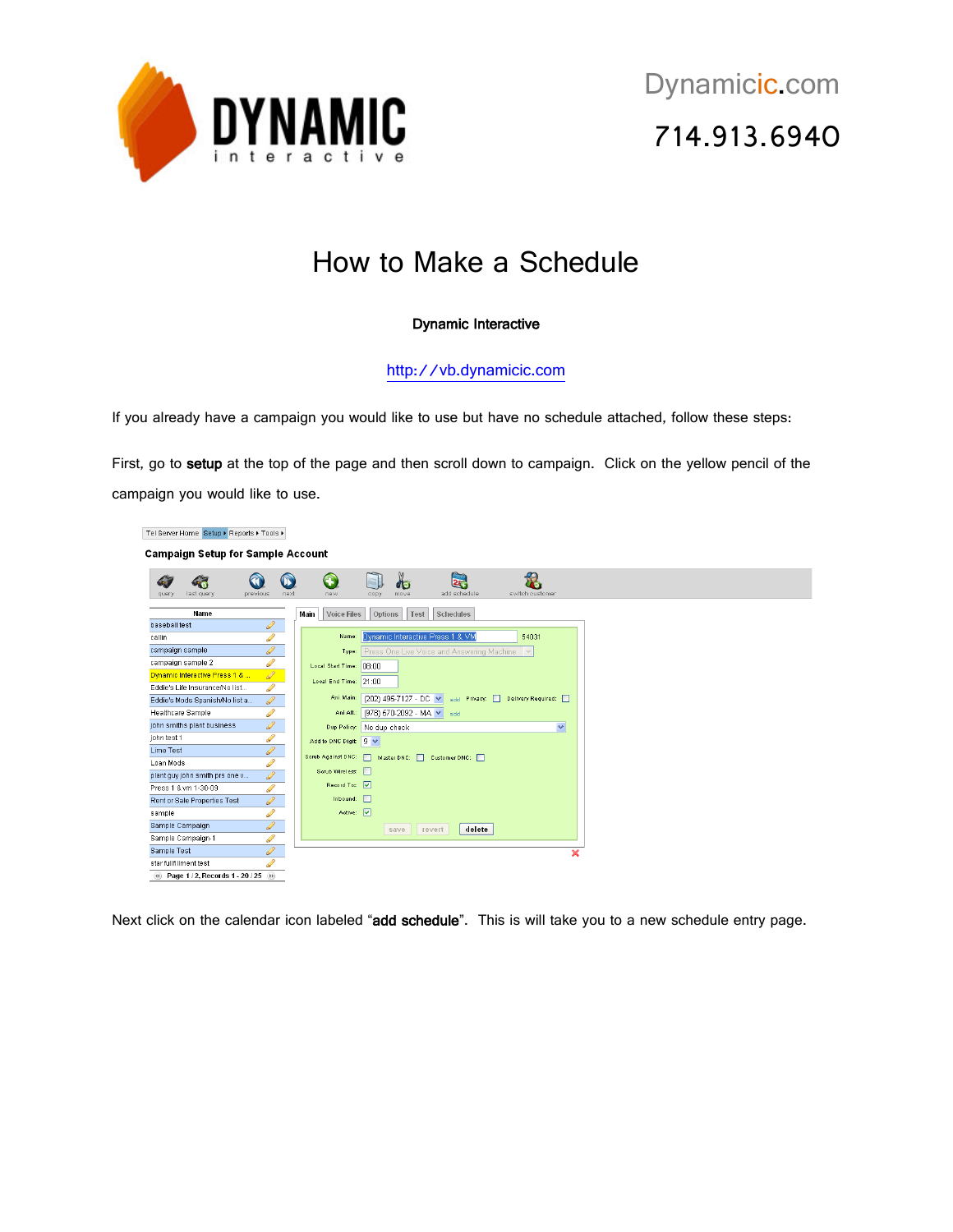Dynamicic.com

714.913.6940

# How to Make a Schedule

**Dynamic Interactive**

http://vb.dynamicic.com

If you already have a campaign you would like to use but have no schedule attached, follow these steps:

First, go to **setup** at the top of the page and then scroll down to campaign. Click on the yellow pencil of the campaign you would like to use.

Next click on the calendar icon labeled "**add schedule**". This is will take you to a new schedule entry page.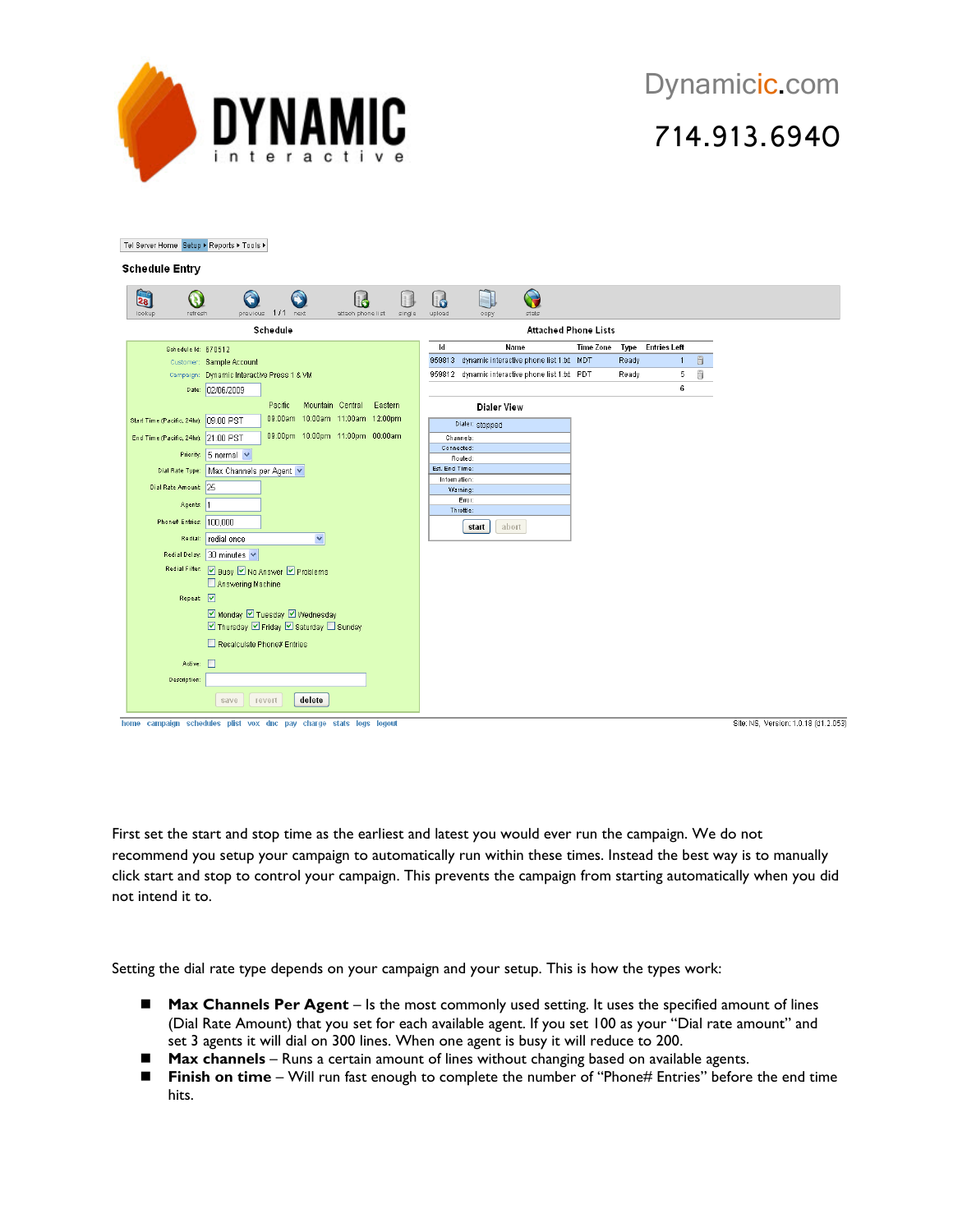Tel Server Home | Setup ▸ | Reports ▸ | Tools ▸

**Schedule Entry**

lookup | refresh | previous 1/1 next | attach phone list | single | upload | copy | stats

**Schedule**

Schedule Id: 670512
Customer: Sample Account
Campaign: Dynamic Interactive Press 1 & VM
Date: 02/06/2009

| | Pacific | Mountain | Central | Eastern |
|---|---|---|---|---|
| Start Time (Pacific, 24hr): 09:00 PST | 09:00am | 10:00am | 11:00am | 12:00pm |
| End Time (Pacific, 24hr): 21:00 PST | 09:00pm | 10:00pm | 11:00pm | 00:00am |

Priority: 5 normal
Dial Rate Type: Max Channels per Agent
Dial Rate Amount: 25
Agents: 1
Phone# Entries: 100,000
Redial: redial once
Redial Delay: 30 minutes
Redial Filter: ☑ Busy ☑ No Answer ☑ Problems ☐ Answering Machine
Repeat: ☑
☑ Monday ☑ Tuesday ☑ Wednesday ☑ Thursday ☑ Friday ☑ Saturday ☐ Sunday
☐ Recalculate Phone# Entries
Active: ☐
Description:

save | revert | delete

**Attached Phone Lists**

| Id | Name | Time Zone | Type | Entries Left |
|---|---|---|---|---|
| 959813 | dynamic interactive phone list 1.txt | MDT | Ready | 1 |
| 959812 | dynamic interactive phone list 1.txt | PDT | Ready | 5 |
| | | | | 6 |

**Dialer View**

Dialer: stopped
Channels:
Connected:
Routed:
Est. End Time:
Information:
Warning:
Error:
Throttle:

start | abort

home campaign schedules plist vox dnc pay charge stats logs logout — Site: NS, Version: 1.0.18 (01.2.053)

First set the start and stop time as the earliest and latest you would ever run the campaign. We do not recommend you setup your campaign to automatically run within these times. Instead the best way is to manually click start and stop to control your campaign. This prevents the campaign from starting automatically when you did not intend it to.

Setting the dial rate type depends on your campaign and your setup. This is how the types work:

- **Max Channels Per Agent** – Is the most commonly used setting. It uses the specified amount of lines (Dial Rate Amount) that you set for each available agent. If you set 100 as your "Dial rate amount" and set 3 agents it will dial on 300 lines. When one agent is busy it will reduce to 200.
- **Max channels** – Runs a certain amount of lines without changing based on available agents.
- **Finish on time** – Will run fast enough to complete the number of "Phone# Entries" before the end time hits.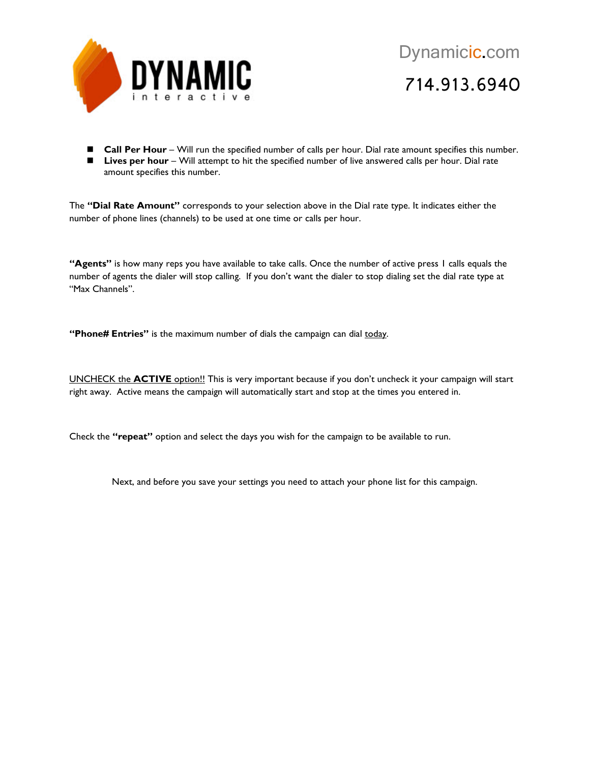- **Call Per Hour** – Will run the specified number of calls per hour. Dial rate amount specifies this number.
- **Lives per hour** – Will attempt to hit the specified number of live answered calls per hour. Dial rate amount specifies this number.

The **"Dial Rate Amount"** corresponds to your selection above in the Dial rate type. It indicates either the number of phone lines (channels) to be used at one time or calls per hour.

**"Agents"** is how many reps you have available to take calls. Once the number of active press 1 calls equals the number of agents the dialer will stop calling. If you don't want the dialer to stop dialing set the dial rate type at "Max Channels".

**"Phone# Entries"** is the maximum number of dials the campaign can dial <u>today</u>.

<u>UNCHECK the **ACTIVE** option!!</u> This is very important because if you don't uncheck it your campaign will start right away. Active means the campaign will automatically start and stop at the times you entered in.

Check the **"repeat"** option and select the days you wish for the campaign to be available to run.

Next, and before you save your settings you need to attach your phone list for this campaign.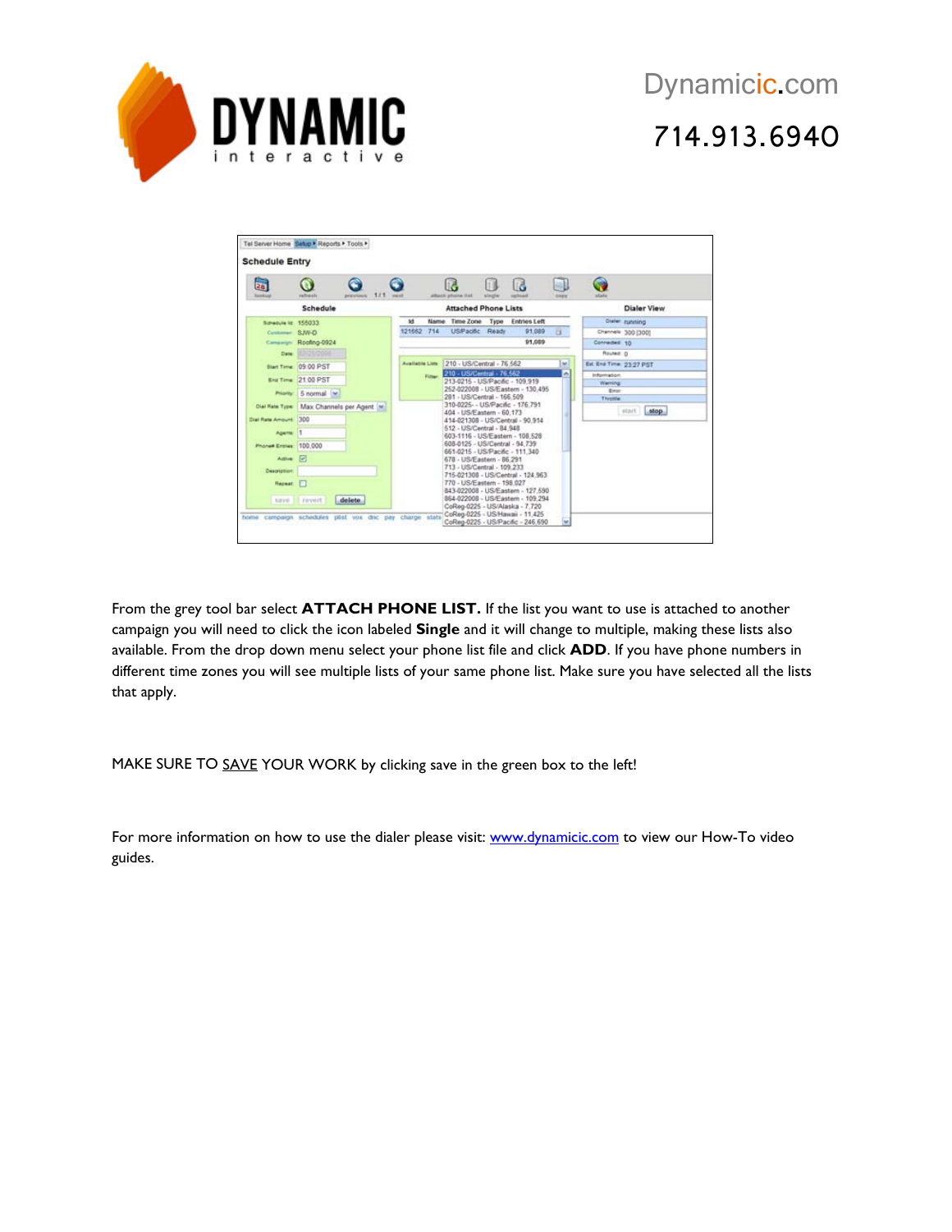From the grey tool bar select **ATTACH PHONE LIST.** If the list you want to use is attached to another campaign you will need to click the icon labeled **Single** and it will change to multiple, making these lists also available. From the drop down menu select your phone list file and click **ADD**. If you have phone numbers in different time zones you will see multiple lists of your same phone list. Make sure you have selected all the lists that apply.

MAKE SURE TO SAVE YOUR WORK by clicking save in the green box to the left!

For more information on how to use the dialer please visit: [www.dynamicic.com](http://www.dynamicic.com) to view our How-To video guides.